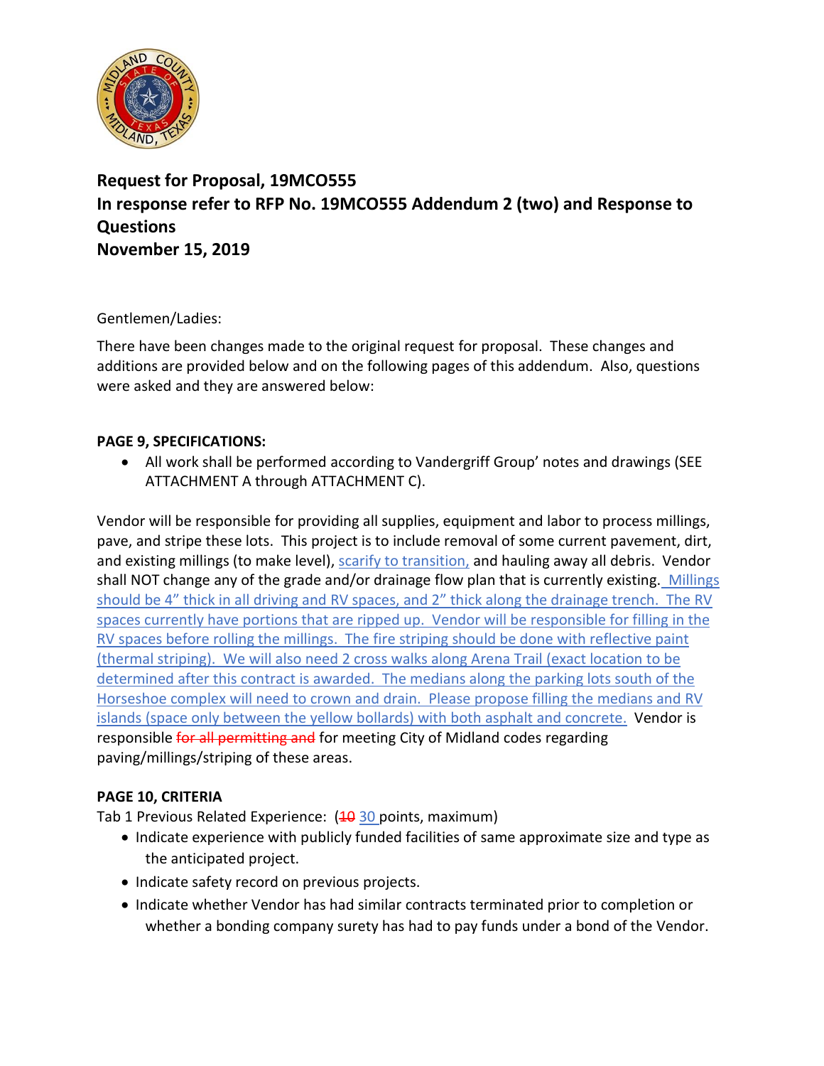**Request for Proposal, 19MCO555**
**In response refer to RFP No. 19MCO555 Addendum 2 (two) and Response to Questions**
**November 15, 2019**

Gentlemen/Ladies:

There have been changes made to the original request for proposal. These changes and additions are provided below and on the following pages of this addendum. Also, questions were asked and they are answered below:

**PAGE 9, SPECIFICATIONS:**

- All work shall be performed according to Vandergriff Group' notes and drawings (SEE ATTACHMENT A through ATTACHMENT C).

Vendor will be responsible for providing all supplies, equipment and labor to process millings, pave, and stripe these lots. This project is to include removal of some current pavement, dirt, and existing millings (to make level), scarify to transition, and hauling away all debris. Vendor shall NOT change any of the grade and/or drainage flow plan that is currently existing. Millings should be 4" thick in all driving and RV spaces, and 2" thick along the drainage trench. The RV spaces currently have portions that are ripped up. Vendor will be responsible for filling in the RV spaces before rolling the millings. The fire striping should be done with reflective paint (thermal striping). We will also need 2 cross walks along Arena Trail (exact location to be determined after this contract is awarded. The medians along the parking lots south of the Horseshoe complex will need to crown and drain. Please propose filling the medians and RV islands (space only between the yellow bollards) with both asphalt and concrete. Vendor is responsible ~~for all permitting and~~ for meeting City of Midland codes regarding paving/millings/striping of these areas.

**PAGE 10, CRITERIA**

Tab 1 Previous Related Experience: (~~10~~ 30 points, maximum)

- Indicate experience with publicly funded facilities of same approximate size and type as the anticipated project.
- Indicate safety record on previous projects.
- Indicate whether Vendor has had similar contracts terminated prior to completion or whether a bonding company surety has had to pay funds under a bond of the Vendor.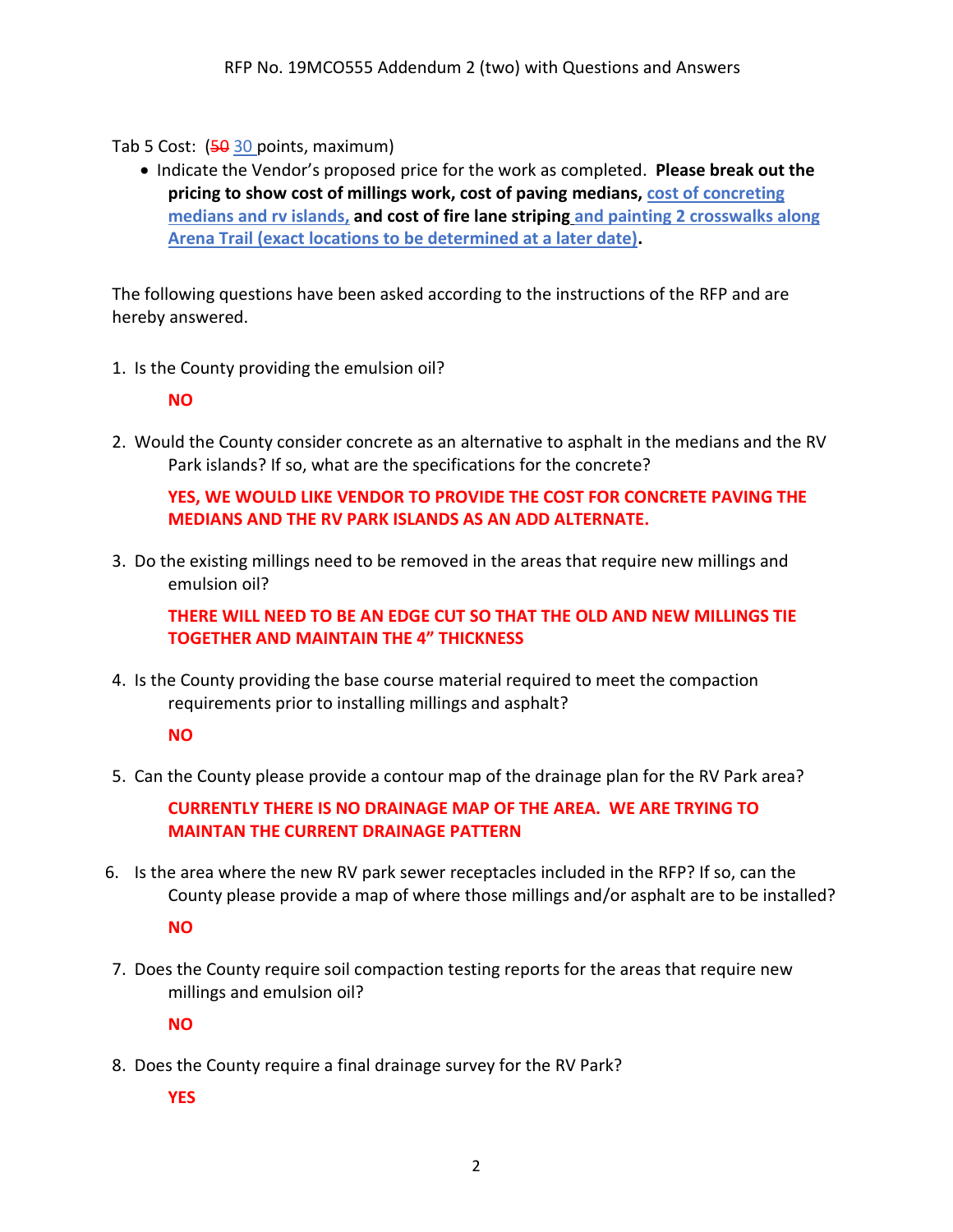Tab 5 Cost: (~~50~~ 30 points, maximum)

- Indicate the Vendor's proposed price for the work as completed. **Please break out the pricing to show cost of millings work, cost of paving medians, cost of concreting medians and rv islands, and cost of fire lane striping and painting 2 crosswalks along Arena Trail (exact locations to be determined at a later date).**

The following questions have been asked according to the instructions of the RFP and are hereby answered.

1. Is the County providing the emulsion oil?

   **NO**

2. Would the County consider concrete as an alternative to asphalt in the medians and the RV Park islands? If so, what are the specifications for the concrete?

   **YES, WE WOULD LIKE VENDOR TO PROVIDE THE COST FOR CONCRETE PAVING THE MEDIANS AND THE RV PARK ISLANDS AS AN ADD ALTERNATE.**

3. Do the existing millings need to be removed in the areas that require new millings and emulsion oil?

   **THERE WILL NEED TO BE AN EDGE CUT SO THAT THE OLD AND NEW MILLINGS TIE TOGETHER AND MAINTAIN THE 4" THICKNESS**

4. Is the County providing the base course material required to meet the compaction requirements prior to installing millings and asphalt?

   **NO**

5. Can the County please provide a contour map of the drainage plan for the RV Park area?

   **CURRENTLY THERE IS NO DRAINAGE MAP OF THE AREA. WE ARE TRYING TO MAINTAN THE CURRENT DRAINAGE PATTERN**

6. Is the area where the new RV park sewer receptacles included in the RFP? If so, can the County please provide a map of where those millings and/or asphalt are to be installed?

   **NO**

7. Does the County require soil compaction testing reports for the areas that require new millings and emulsion oil?

   **NO**

8. Does the County require a final drainage survey for the RV Park?

   **YES**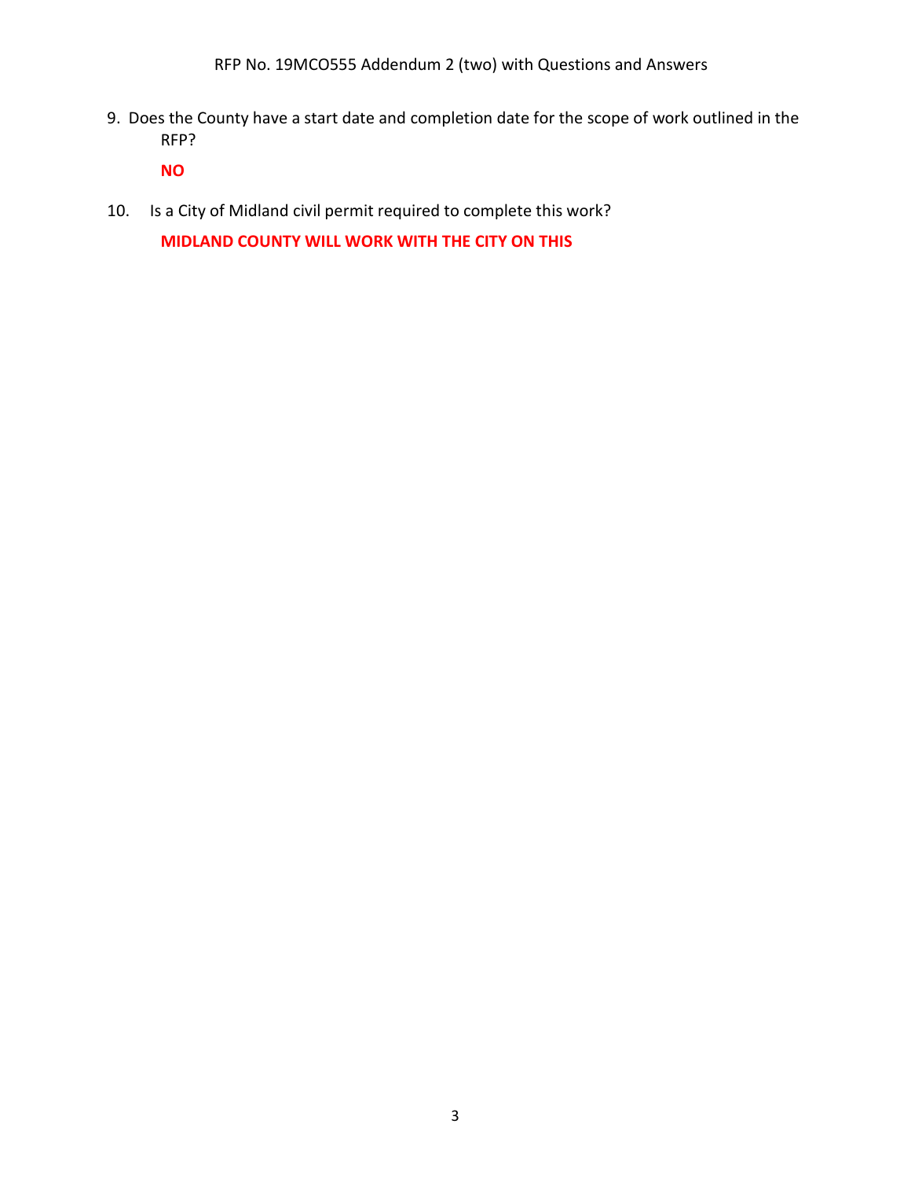9. Does the County have a start date and completion date for the scope of work outlined in the RFP?

   **NO**

10. Is a City of Midland civil permit required to complete this work?

    **MIDLAND COUNTY WILL WORK WITH THE CITY ON THIS**